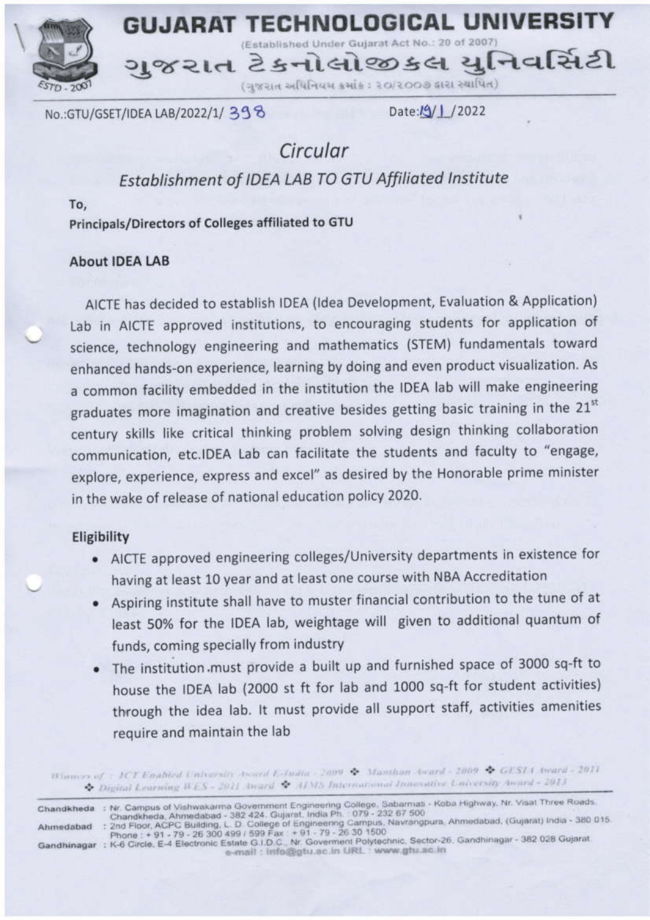# GUJARAT TECHNOLOGICAL UNIVERSITY

(Established Under Gujarat Act No.: 20 of 2007)

ગુજરાત ટેક્નોલોજીકલ યુનિવર્સિટી

(ગુજરાત અધિનિયમ ક્રમાંક : ૨૦/૨૦૦૭ દ્વારા સ્થાપિત)

No.:GTU/GSET/IDEA LAB/2022/1/ 398 Date:19/1/2022

## Circular

### *Establishment of IDEA LAB TO GTU Affiliated Institute*

To,

**Principals/Directors of Colleges affiliated to GTU**

**About IDEA LAB**

AICTE has decided to establish IDEA (Idea Development, Evaluation & Application) Lab in AICTE approved institutions, to encouraging students for application of science, technology engineering and mathematics (STEM) fundamentals toward enhanced hands-on experience, learning by doing and even product visualization. As a common facility embedded in the institution the IDEA lab will make engineering graduates more imagination and creative besides getting basic training in the 21st century skills like critical thinking problem solving design thinking collaboration communication, etc.IDEA Lab can facilitate the students and faculty to "engage, explore, experience, express and excel" as desired by the Honorable prime minister in the wake of release of national education policy 2020.

**Eligibility**

- AICTE approved engineering colleges/University departments in existence for having at least 10 year and at least one course with NBA Accreditation
- Aspiring institute shall have to muster financial contribution to the tune of at least 50% for the IDEA lab, weightage will given to additional quantum of funds, coming specially from industry
- The institution must provide a built up and furnished space of 3000 sq-ft to house the IDEA lab (2000 st ft for lab and 1000 sq-ft for student activities) through the idea lab. It must provide all support staff, activities amenities require and maintain the lab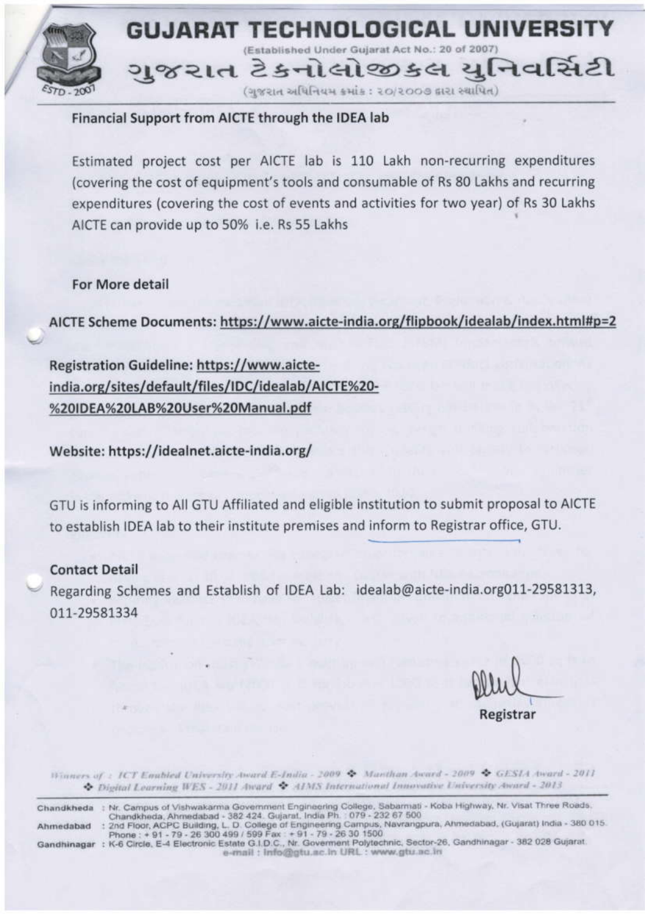**Financial Support from AICTE through the IDEA lab**

Estimated project cost per AICTE lab is 110 Lakh non-recurring expenditures (covering the cost of equipment's tools and consumable of Rs 80 Lakhs and recurring expenditures (covering the cost of events and activities for two year) of Rs 30 Lakhs AICTE can provide up to 50% i.e. Rs 55 Lakhs

**For More detail**

**AICTE Scheme Documents: https://www.aicte-india.org/flipbook/idealab/index.html#p=2**

**Registration Guideline: https://www.aicte-india.org/sites/default/files/IDC/idealab/AICTE%20-%20IDEA%20LAB%20User%20Manual.pdf**

**Website: https://idealnet.aicte-india.org/**

GTU is informing to All GTU Affiliated and eligible institution to submit proposal to AICTE to establish IDEA lab to their institute premises and inform to Registrar office, GTU.

**Contact Detail**

Regarding Schemes and Establish of IDEA Lab: idealab@aicte-india.org011-29581313, 011-29581334

Registrar